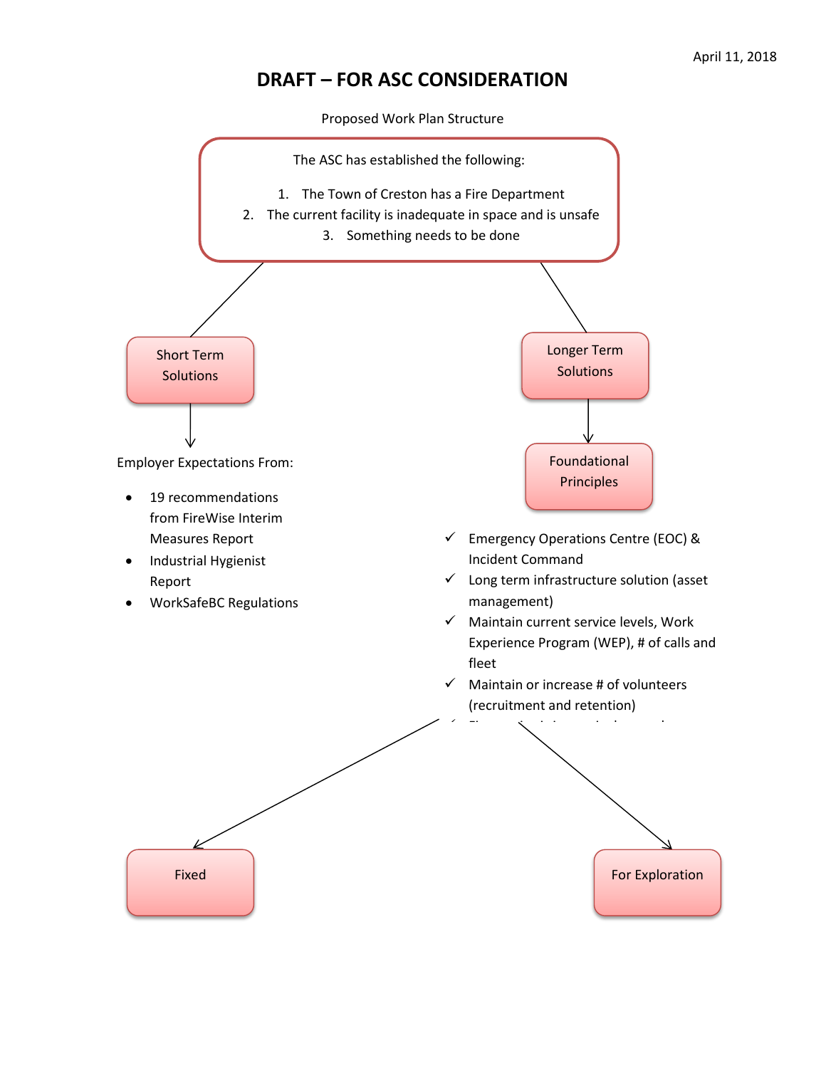April 11, 2018

# DRAFT – FOR ASC CONSIDERATION

Proposed Work Plan Structure

The ASC has established the following:

1. The Town of Creston has a Fire Department
2. The current facility is inadequate in space and is unsafe
3. Something needs to be done

**Short Term Solutions**

Employer Expectations From:

- 19 recommendations from FireWise Interim Measures Report
- Industrial Hygienist Report
- WorkSafeBC Regulations

**Longer Term Solutions**

**Foundational Principles**

- ✓ Emergency Operations Centre (EOC) & Incident Command
- ✓ Long term infrastructure solution (asset management)
- ✓ Maintain current service levels, Work Experience Program (WEP), # of calls and fleet
- ✓ Maintain or increase # of volunteers (recruitment and retention)

**Fixed**

**For Exploration**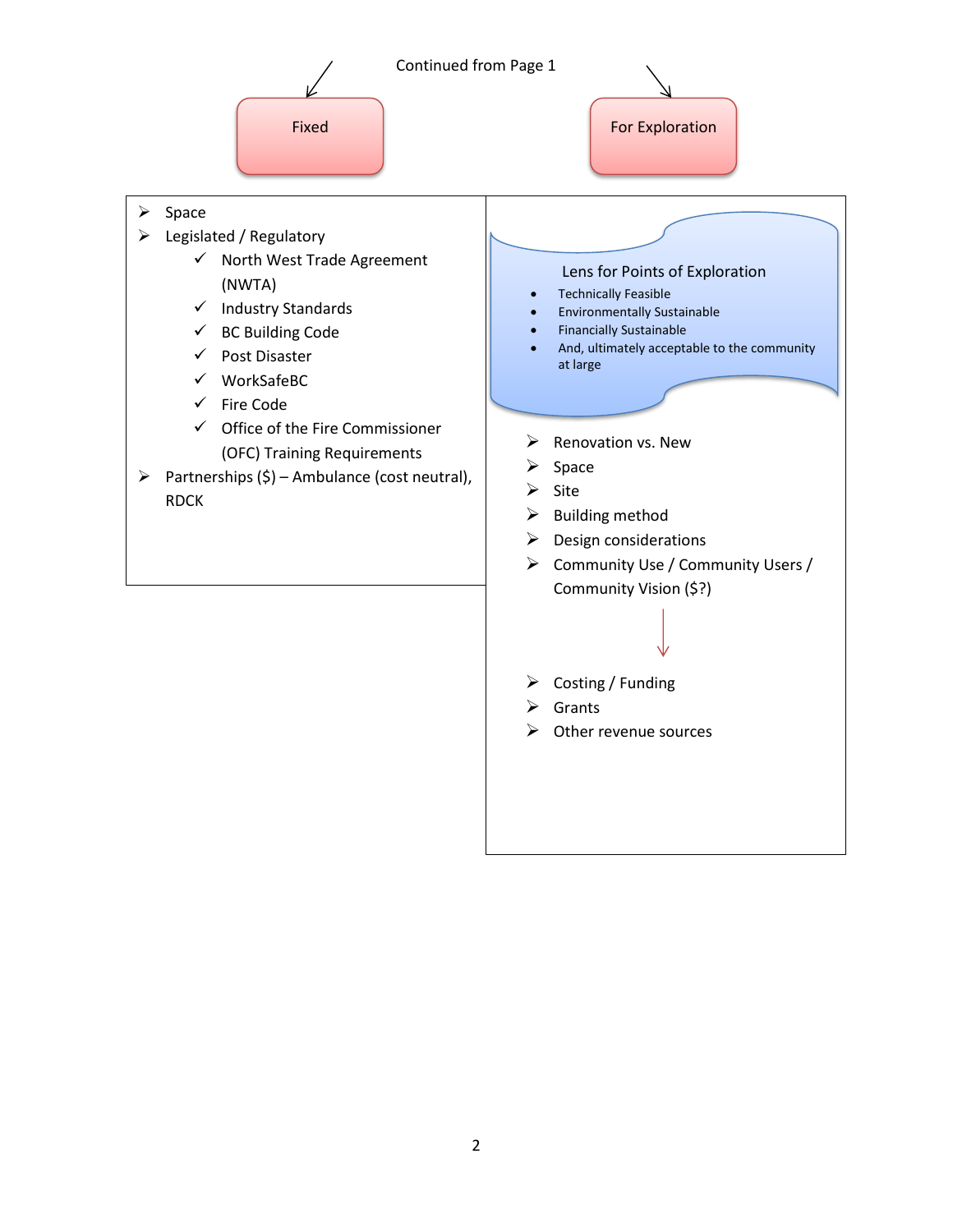Continued from Page 1

## Fixed

- Space
- Legislated / Regulatory
  - ✓ North West Trade Agreement (NWTA)
  - ✓ Industry Standards
  - ✓ BC Building Code
  - ✓ Post Disaster
  - ✓ WorkSafeBC
  - ✓ Fire Code
  - ✓ Office of the Fire Commissioner (OFC) Training Requirements
- Partnerships ($) – Ambulance (cost neutral), RDCK

## For Exploration

**Lens for Points of Exploration**

- Technically Feasible
- Environmentally Sustainable
- Financially Sustainable
- And, ultimately acceptable to the community at large

- Renovation vs. New
- Space
- Site
- Building method
- Design considerations
- Community Use / Community Users / Community Vision ($?)

↓

- Costing / Funding
- Grants
- Other revenue sources